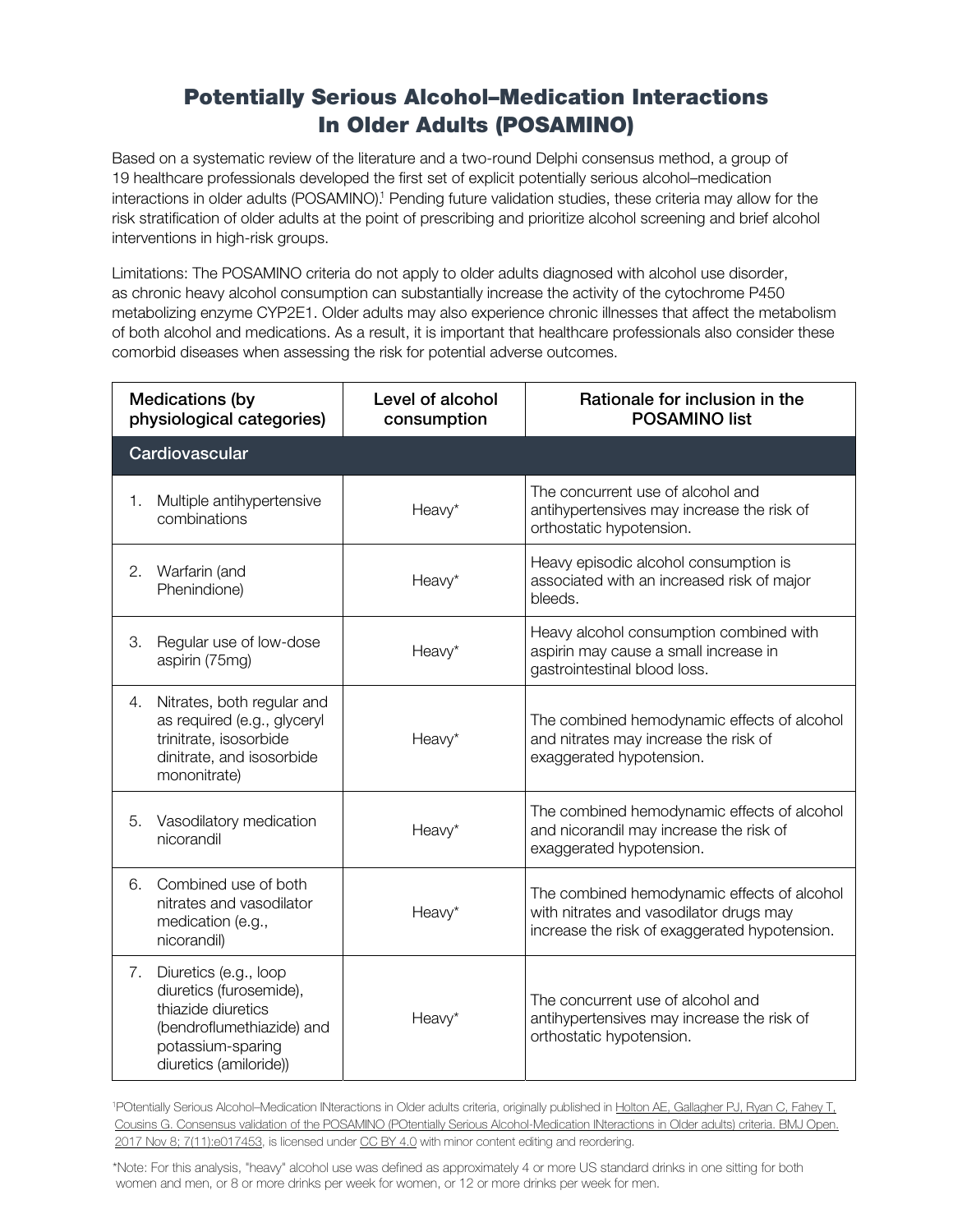# Potentially Serious Alcohol–Medication Interactions In Older Adults (POSAMINO)

Based on a systematic review of the literature and a two-round Delphi consensus method, a group of 19 healthcare professionals developed the first set of explicit potentially serious alcohol–medication interactions in older adults (POSAMINO).[1] Pending future validation studies, these criteria may allow for the risk stratification of older adults at the point of prescribing and prioritize alcohol screening and brief alcohol interventions in high-risk groups.

Limitations: The POSAMINO criteria do not apply to older adults diagnosed with alcohol use disorder, as chronic heavy alcohol consumption can substantially increase the activity of the cytochrome P450 metabolizing enzyme CYP2E1. Older adults may also experience chronic illnesses that affect the metabolism of both alcohol and medications. As a result, it is important that healthcare professionals also consider these comorbid diseases when assessing the risk for potential adverse outcomes.

| Medications (by physiological categories) | Level of alcohol consumption | Rationale for inclusion in the POSAMINO list |
|---|---|---|
| **Cardiovascular** | | |
| 1. Multiple antihypertensive combinations | Heavy* | The concurrent use of alcohol and antihypertensives may increase the risk of orthostatic hypotension. |
| 2. Warfarin (and Phenindione) | Heavy* | Heavy episodic alcohol consumption is associated with an increased risk of major bleeds. |
| 3. Regular use of low-dose aspirin (75mg) | Heavy* | Heavy alcohol consumption combined with aspirin may cause a small increase in gastrointestinal blood loss. |
| 4. Nitrates, both regular and as required (e.g., glyceryl trinitrate, isosorbide dinitrate, and isosorbide mononitrate) | Heavy* | The combined hemodynamic effects of alcohol and nitrates may increase the risk of exaggerated hypotension. |
| 5. Vasodilatory medication nicorandil | Heavy* | The combined hemodynamic effects of alcohol and nicorandil may increase the risk of exaggerated hypotension. |
| 6. Combined use of both nitrates and vasodilator medication (e.g., nicorandil) | Heavy* | The combined hemodynamic effects of alcohol with nitrates and vasodilator drugs may increase the risk of exaggerated hypotension. |
| 7. Diuretics (e.g., loop diuretics (furosemide), thiazide diuretics (bendroflumethiazide) and potassium-sparing diuretics (amiloride)) | Heavy* | The concurrent use of alcohol and antihypertensives may increase the risk of orthostatic hypotension. |

[1]POtentially Serious Alcohol–Medication INteractions in Older adults criteria, originally published in Holton AE, Gallagher PJ, Ryan C, Fahey T, Cousins G. Consensus validation of the POSAMINO (POtentially Serious Alcohol-Medication INteractions in Older adults) criteria. BMJ Open. 2017 Nov 8; 7(11):e017453, is licensed under CC BY 4.0 with minor content editing and reordering.

*Note: For this analysis, "heavy" alcohol use was defined as approximately 4 or more US standard drinks in one sitting for both women and men, or 8 or more drinks per week for women, or 12 or more drinks per week for men.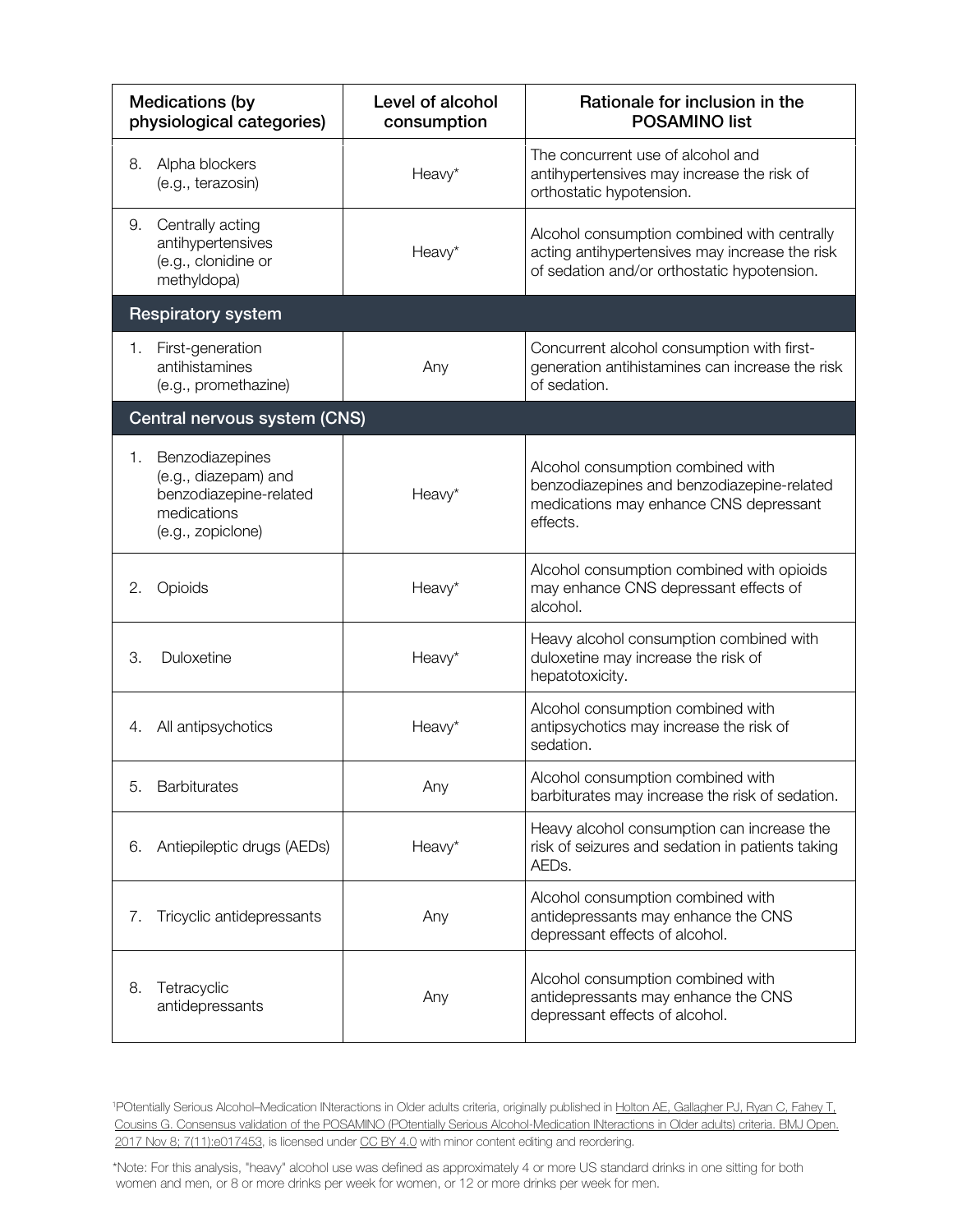| Medications (by physiological categories) | Level of alcohol consumption | Rationale for inclusion in the POSAMINO list |
|---|---|---|
| 8. Alpha blockers (e.g., terazosin) | Heavy* | The concurrent use of alcohol and antihypertensives may increase the risk of orthostatic hypotension. |
| 9. Centrally acting antihypertensives (e.g., clonidine or methyldopa) | Heavy* | Alcohol consumption combined with centrally acting antihypertensives may increase the risk of sedation and/or orthostatic hypotension. |
| **Respiratory system** | | |
| 1. First-generation antihistamines (e.g., promethazine) | Any | Concurrent alcohol consumption with first-generation antihistamines can increase the risk of sedation. |
| **Central nervous system (CNS)** | | |
| 1. Benzodiazepines (e.g., diazepam) and benzodiazepine-related medications (e.g., zopiclone) | Heavy* | Alcohol consumption combined with benzodiazepines and benzodiazepine-related medications may enhance CNS depressant effects. |
| 2. Opioids | Heavy* | Alcohol consumption combined with opioids may enhance CNS depressant effects of alcohol. |
| 3. Duloxetine | Heavy* | Heavy alcohol consumption combined with duloxetine may increase the risk of hepatotoxicity. |
| 4. All antipsychotics | Heavy* | Alcohol consumption combined with antipsychotics may increase the risk of sedation. |
| 5. Barbiturates | Any | Alcohol consumption combined with barbiturates may increase the risk of sedation. |
| 6. Antiepileptic drugs (AEDs) | Heavy* | Heavy alcohol consumption can increase the risk of seizures and sedation in patients taking AEDs. |
| 7. Tricyclic antidepressants | Any | Alcohol consumption combined with antidepressants may enhance the CNS depressant effects of alcohol. |
| 8. Tetracyclic antidepressants | Any | Alcohol consumption combined with antidepressants may enhance the CNS depressant effects of alcohol. |

[1]POtentially Serious Alcohol–Medication INteractions in Older adults criteria, originally published in Holton AE, Gallagher PJ, Ryan C, Fahey T, Cousins G. Consensus validation of the POSAMINO (POtentially Serious Alcohol-Medication INteractions in Older adults) criteria. BMJ Open. 2017 Nov 8; 7(11):e017453, is licensed under CC BY 4.0 with minor content editing and reordering.

*Note: For this analysis, "heavy" alcohol use was defined as approximately 4 or more US standard drinks in one sitting for both women and men, or 8 or more drinks per week for women, or 12 or more drinks per week for men.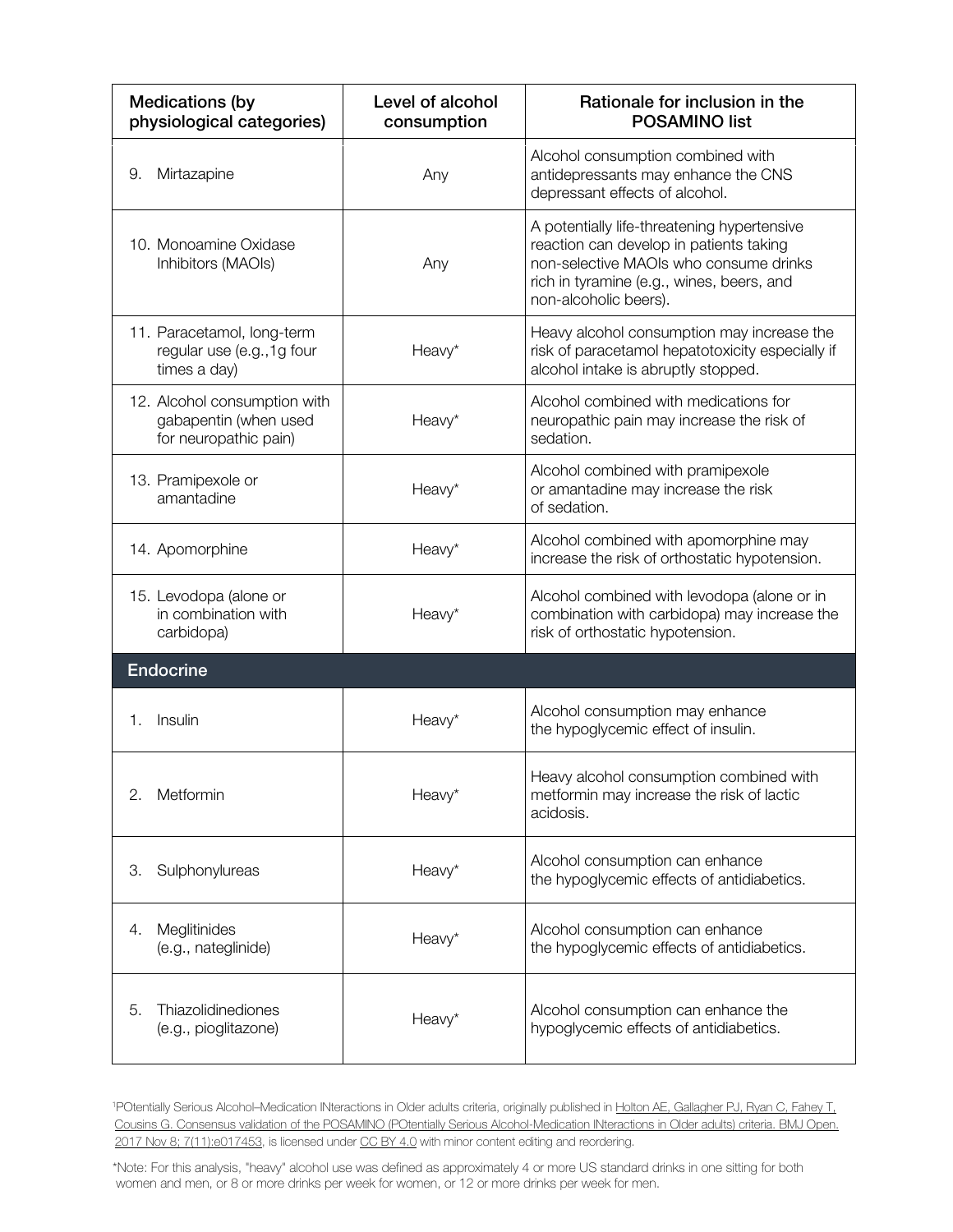| Medications (by physiological categories) | Level of alcohol consumption | Rationale for inclusion in the POSAMINO list |
|---|---|---|
| 9. Mirtazapine | Any | Alcohol consumption combined with antidepressants may enhance the CNS depressant effects of alcohol. |
| 10. Monoamine Oxidase Inhibitors (MAOIs) | Any | A potentially life-threatening hypertensive reaction can develop in patients taking non-selective MAOIs who consume drinks rich in tyramine (e.g., wines, beers, and non-alcoholic beers). |
| 11. Paracetamol, long-term regular use (e.g.,1g four times a day) | Heavy* | Heavy alcohol consumption may increase the risk of paracetamol hepatotoxicity especially if alcohol intake is abruptly stopped. |
| 12. Alcohol consumption with gabapentin (when used for neuropathic pain) | Heavy* | Alcohol combined with medications for neuropathic pain may increase the risk of sedation. |
| 13. Pramipexole or amantadine | Heavy* | Alcohol combined with pramipexole or amantadine may increase the risk of sedation. |
| 14. Apomorphine | Heavy* | Alcohol combined with apomorphine may increase the risk of orthostatic hypotension. |
| 15. Levodopa (alone or in combination with carbidopa) | Heavy* | Alcohol combined with levodopa (alone or in combination with carbidopa) may increase the risk of orthostatic hypotension. |
| **Endocrine** | | |
| 1. Insulin | Heavy* | Alcohol consumption may enhance the hypoglycemic effect of insulin. |
| 2. Metformin | Heavy* | Heavy alcohol consumption combined with metformin may increase the risk of lactic acidosis. |
| 3. Sulphonylureas | Heavy* | Alcohol consumption can enhance the hypoglycemic effects of antidiabetics. |
| 4. Meglitinides (e.g., nateglinide) | Heavy* | Alcohol consumption can enhance the hypoglycemic effects of antidiabetics. |
| 5. Thiazolidinediones (e.g., pioglitazone) | Heavy* | Alcohol consumption can enhance the hypoglycemic effects of antidiabetics. |

[1]POtentially Serious Alcohol–Medication INteractions in Older adults criteria, originally published in Holton AE, Gallagher PJ, Ryan C, Fahey T, Cousins G. Consensus validation of the POSAMINO (POtentially Serious Alcohol-Medication INteractions in Older adults) criteria. BMJ Open. 2017 Nov 8; 7(11):e017453, is licensed under CC BY 4.0 with minor content editing and reordering.

*Note: For this analysis, "heavy" alcohol use was defined as approximately 4 or more US standard drinks in one sitting for both women and men, or 8 or more drinks per week for women, or 12 or more drinks per week for men.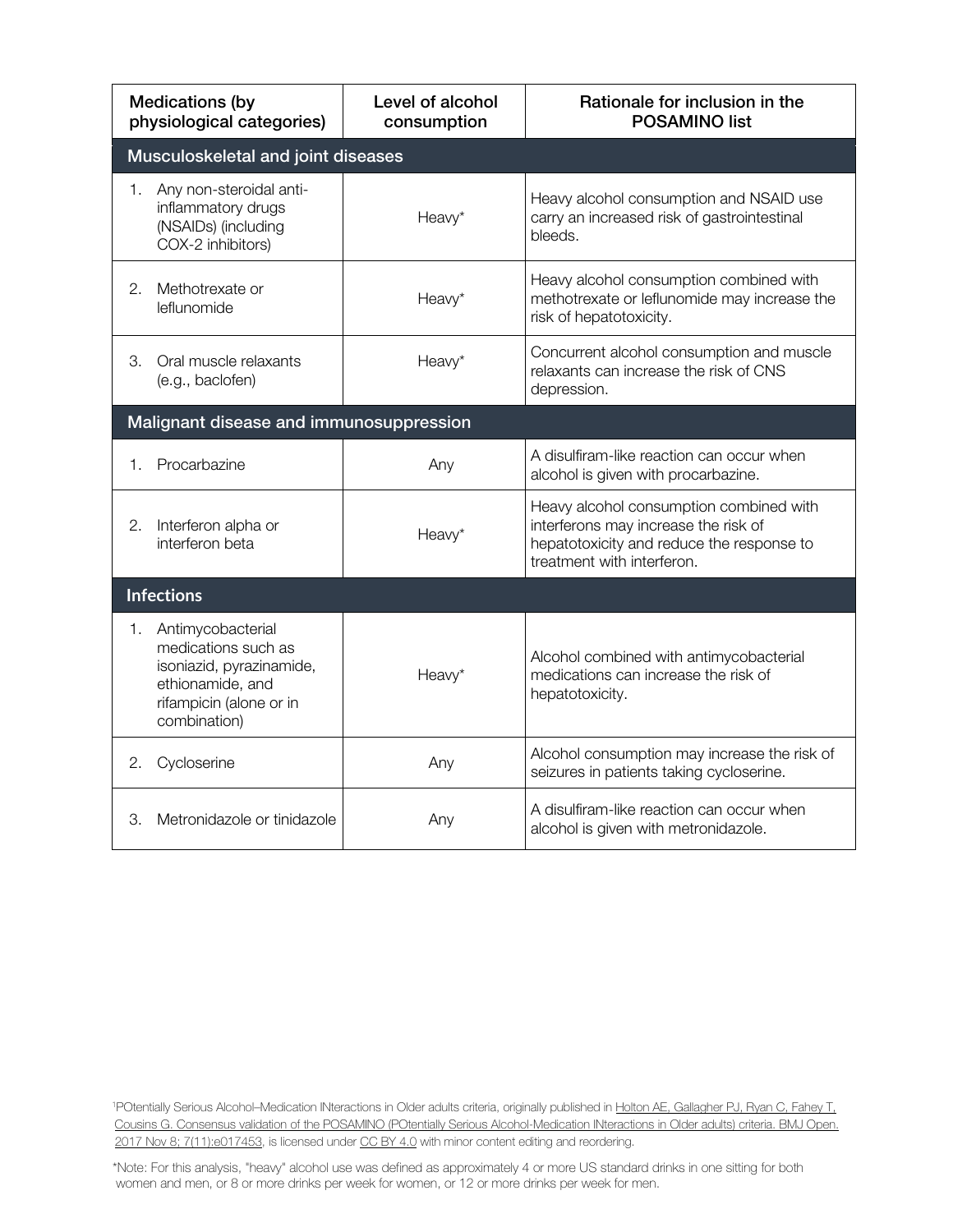| Medications (by physiological categories) | Level of alcohol consumption | Rationale for inclusion in the POSAMINO list |
|---|---|---|
| **Musculoskeletal and joint diseases** | | |
| 1. Any non-steroidal anti-inflammatory drugs (NSAIDs) (including COX-2 inhibitors) | Heavy* | Heavy alcohol consumption and NSAID use carry an increased risk of gastrointestinal bleeds. |
| 2. Methotrexate or leflunomide | Heavy* | Heavy alcohol consumption combined with methotrexate or leflunomide may increase the risk of hepatotoxicity. |
| 3. Oral muscle relaxants (e.g., baclofen) | Heavy* | Concurrent alcohol consumption and muscle relaxants can increase the risk of CNS depression. |
| **Malignant disease and immunosuppression** | | |
| 1. Procarbazine | Any | A disulfiram-like reaction can occur when alcohol is given with procarbazine. |
| 2. Interferon alpha or interferon beta | Heavy* | Heavy alcohol consumption combined with interferons may increase the risk of hepatotoxicity and reduce the response to treatment with interferon. |
| **Infections** | | |
| 1. Antimycobacterial medications such as isoniazid, pyrazinamide, ethionamide, and rifampicin (alone or in combination) | Heavy* | Alcohol combined with antimycobacterial medications can increase the risk of hepatotoxicity. |
| 2. Cycloserine | Any | Alcohol consumption may increase the risk of seizures in patients taking cycloserine. |
| 3. Metronidazole or tinidazole | Any | A disulfiram-like reaction can occur when alcohol is given with metronidazole. |

[1]POtentially Serious Alcohol–Medication INteractions in Older adults criteria, originally published in Holton AE, Gallagher PJ, Ryan C, Fahey T, Cousins G. Consensus validation of the POSAMINO (POtentially Serious Alcohol-Medication INteractions in Older adults) criteria. BMJ Open. 2017 Nov 8; 7(11):e017453, is licensed under CC BY 4.0 with minor content editing and reordering.

*Note: For this analysis, "heavy" alcohol use was defined as approximately 4 or more US standard drinks in one sitting for both women and men, or 8 or more drinks per week for women, or 12 or more drinks per week for men.